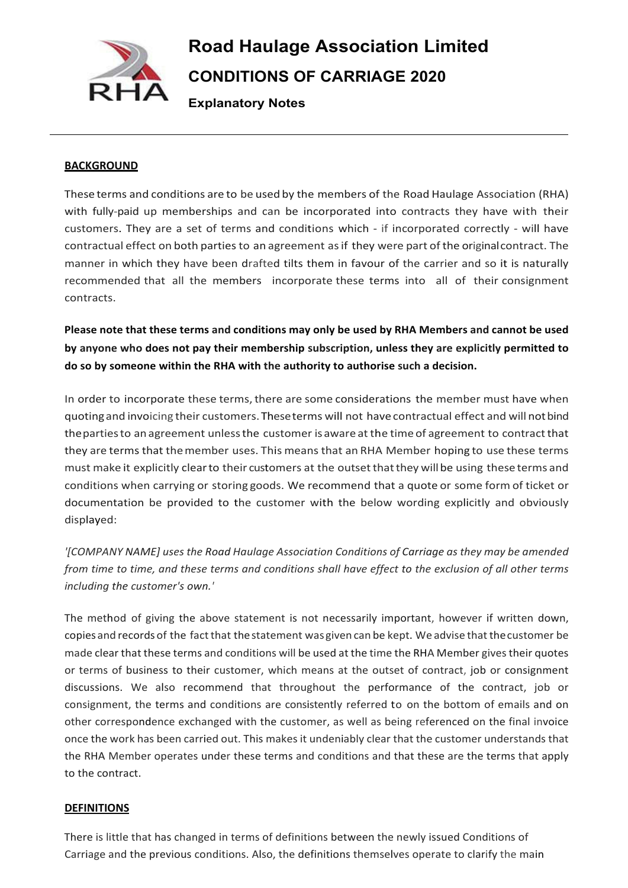# Road Haulage Association Limited

## CONDITIONS OF CARRIAGE 2020

### Explanatory Notes

---

**BACKGROUND**

These terms and conditions are to be used by the members of the Road Haulage Association (RHA) with fully-paid up memberships and can be incorporated into contracts they have with their customers. They are a set of terms and conditions which - if incorporated correctly - will have contractual effect on both parties to an agreement as if they were part of the original contract. The manner in which they have been drafted tilts them in favour of the carrier and so it is naturally recommended that all the members incorporate these terms into all of their consignment contracts.

**Please note that these terms and conditions may only be used by RHA Members and cannot be used by anyone who does not pay their membership subscription, unless they are explicitly permitted to do so by someone within the RHA with the authority to authorise such a decision.**

In order to incorporate these terms, there are some considerations the member must have when quoting and invoicing their customers. These terms will not have contractual effect and will not bind the parties to an agreement unless the customer is aware at the time of agreement to contract that they are terms that the member uses. This means that an RHA Member hoping to use these terms must make it explicitly clear to their customers at the outset that they will be using these terms and conditions when carrying or storing goods. We recommend that a quote or some form of ticket or documentation be provided to the customer with the below wording explicitly and obviously displayed:

*'[COMPANY NAME] uses the Road Haulage Association Conditions of Carriage as they may be amended from time to time, and these terms and conditions shall have effect to the exclusion of all other terms including the customer's own.'*

The method of giving the above statement is not necessarily important, however if written down, copies and records of the fact that the statement was given can be kept. We advise that the customer be made clear that these terms and conditions will be used at the time the RHA Member gives their quotes or terms of business to their customer, which means at the outset of contract, job or consignment discussions. We also recommend that throughout the performance of the contract, job or consignment, the terms and conditions are consistently referred to on the bottom of emails and on other correspondence exchanged with the customer, as well as being referenced on the final invoice once the work has been carried out. This makes it undeniably clear that the customer understands that the RHA Member operates under these terms and conditions and that these are the terms that apply to the contract.

**DEFINITIONS**

There is little that has changed in terms of definitions between the newly issued Conditions of Carriage and the previous conditions. Also, the definitions themselves operate to clarify the main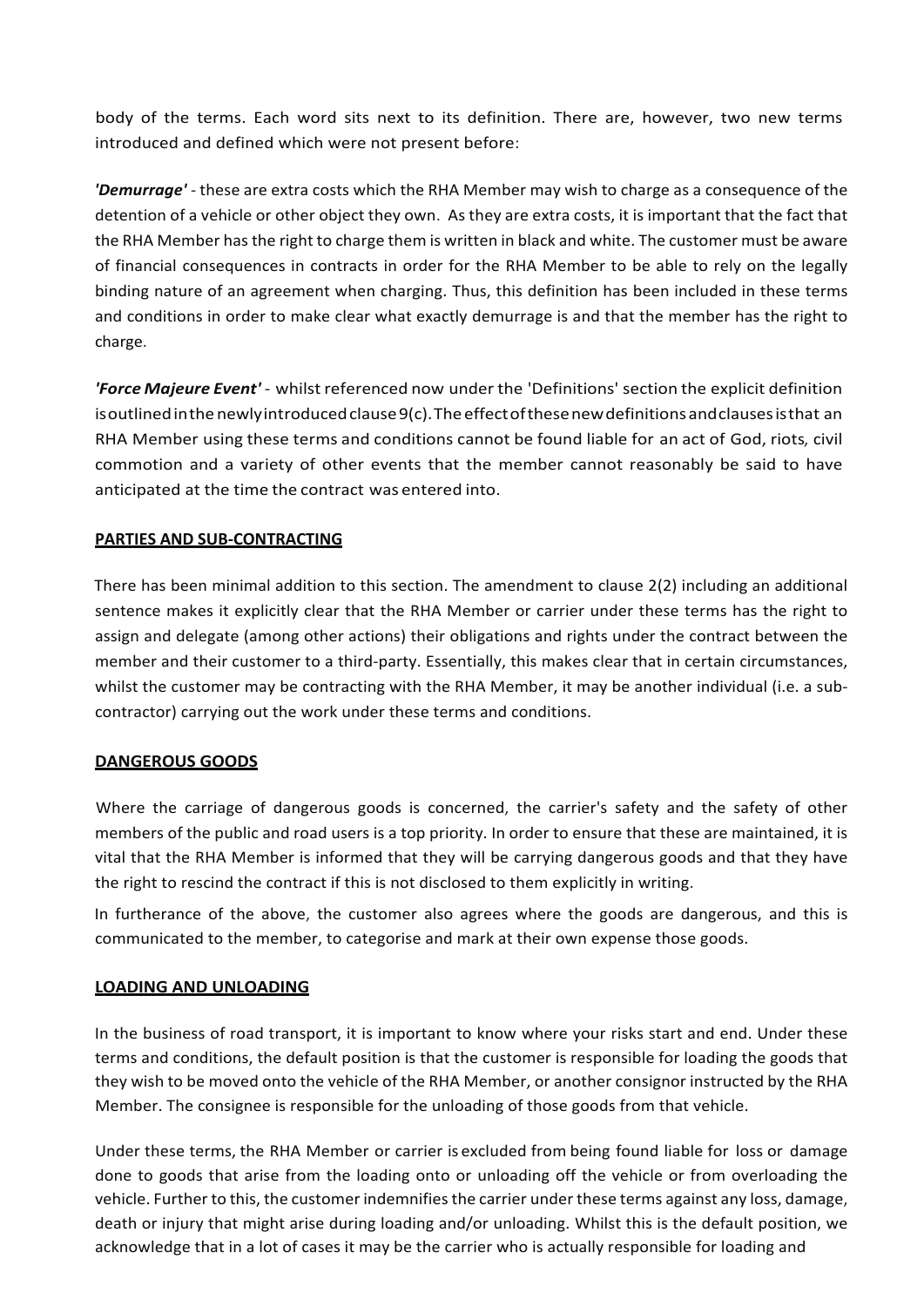body of the terms. Each word sits next to its definition. There are, however, two new terms introduced and defined which were not present before:

***'Demurrage'*** - these are extra costs which the RHA Member may wish to charge as a consequence of the detention of a vehicle or other object they own. As they are extra costs, it is important that the fact that the RHA Member has the right to charge them is written in black and white. The customer must be aware of financial consequences in contracts in order for the RHA Member to be able to rely on the legally binding nature of an agreement when charging. Thus, this definition has been included in these terms and conditions in order to make clear what exactly demurrage is and that the member has the right to charge.

***'Force Majeure Event'*** - whilst referenced now under the 'Definitions' section the explicit definition is outlined in the newly introduced clause 9(c). The effect of these new definitions and clauses is that an RHA Member using these terms and conditions cannot be found liable for an act of God, riots, civil commotion and a variety of other events that the member cannot reasonably be said to have anticipated at the time the contract was entered into.

**PARTIES AND SUB-CONTRACTING**

There has been minimal addition to this section. The amendment to clause 2(2) including an additional sentence makes it explicitly clear that the RHA Member or carrier under these terms has the right to assign and delegate (among other actions) their obligations and rights under the contract between the member and their customer to a third-party. Essentially, this makes clear that in certain circumstances, whilst the customer may be contracting with the RHA Member, it may be another individual (i.e. a sub-contractor) carrying out the work under these terms and conditions.

**DANGEROUS GOODS**

Where the carriage of dangerous goods is concerned, the carrier's safety and the safety of other members of the public and road users is a top priority. In order to ensure that these are maintained, it is vital that the RHA Member is informed that they will be carrying dangerous goods and that they have the right to rescind the contract if this is not disclosed to them explicitly in writing.

In furtherance of the above, the customer also agrees where the goods are dangerous, and this is communicated to the member, to categorise and mark at their own expense those goods.

**LOADING AND UNLOADING**

In the business of road transport, it is important to know where your risks start and end. Under these terms and conditions, the default position is that the customer is responsible for loading the goods that they wish to be moved onto the vehicle of the RHA Member, or another consignor instructed by the RHA Member. The consignee is responsible for the unloading of those goods from that vehicle.

Under these terms, the RHA Member or carrier is excluded from being found liable for loss or damage done to goods that arise from the loading onto or unloading off the vehicle or from overloading the vehicle. Further to this, the customer indemnifies the carrier under these terms against any loss, damage, death or injury that might arise during loading and/or unloading. Whilst this is the default position, we acknowledge that in a lot of cases it may be the carrier who is actually responsible for loading and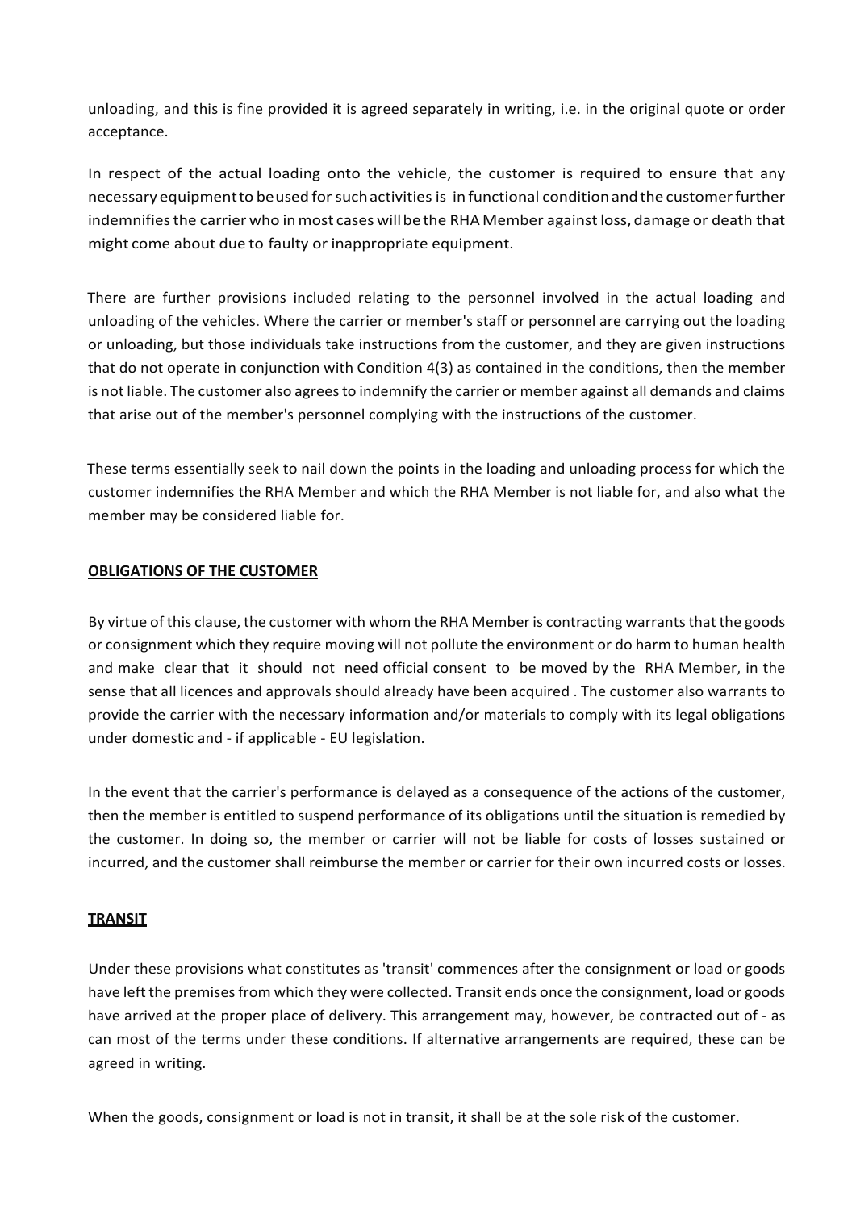unloading, and this is fine provided it is agreed separately in writing, i.e. in the original quote or order acceptance.

In respect of the actual loading onto the vehicle, the customer is required to ensure that any necessary equipment to be used for such activities is in functional condition and the customer further indemnifies the carrier who in most cases will be the RHA Member against loss, damage or death that might come about due to faulty or inappropriate equipment.

There are further provisions included relating to the personnel involved in the actual loading and unloading of the vehicles. Where the carrier or member's staff or personnel are carrying out the loading or unloading, but those individuals take instructions from the customer, and they are given instructions that do not operate in conjunction with Condition 4(3) as contained in the conditions, then the member is not liable. The customer also agrees to indemnify the carrier or member against all demands and claims that arise out of the member's personnel complying with the instructions of the customer.

These terms essentially seek to nail down the points in the loading and unloading process for which the customer indemnifies the RHA Member and which the RHA Member is not liable for, and also what the member may be considered liable for.

## **OBLIGATIONS OF THE CUSTOMER**

By virtue of this clause, the customer with whom the RHA Member is contracting warrants that the goods or consignment which they require moving will not pollute the environment or do harm to human health and make clear that it should not need official consent to be moved by the RHA Member, in the sense that all licences and approvals should already have been acquired . The customer also warrants to provide the carrier with the necessary information and/or materials to comply with its legal obligations under domestic and - if applicable - EU legislation.

In the event that the carrier's performance is delayed as a consequence of the actions of the customer, then the member is entitled to suspend performance of its obligations until the situation is remedied by the customer. In doing so, the member or carrier will not be liable for costs of losses sustained or incurred, and the customer shall reimburse the member or carrier for their own incurred costs or losses.

## **TRANSIT**

Under these provisions what constitutes as 'transit' commences after the consignment or load or goods have left the premises from which they were collected. Transit ends once the consignment, load or goods have arrived at the proper place of delivery. This arrangement may, however, be contracted out of - as can most of the terms under these conditions. If alternative arrangements are required, these can be agreed in writing.

When the goods, consignment or load is not in transit, it shall be at the sole risk of the customer.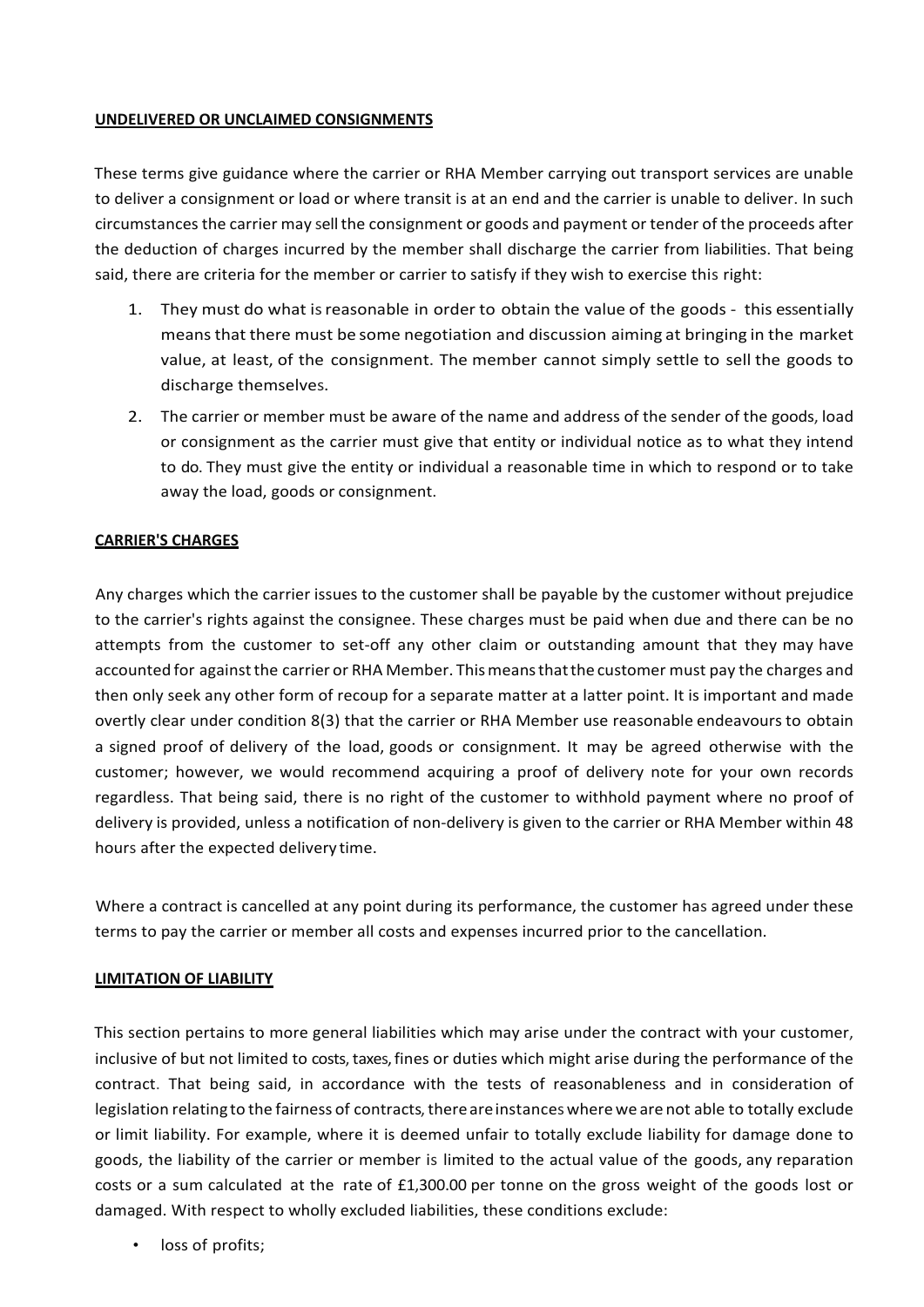**UNDELIVERED OR UNCLAIMED CONSIGNMENTS**

These terms give guidance where the carrier or RHA Member carrying out transport services are unable to deliver a consignment or load or where transit is at an end and the carrier is unable to deliver. In such circumstances the carrier may sell the consignment or goods and payment or tender of the proceeds after the deduction of charges incurred by the member shall discharge the carrier from liabilities. That being said, there are criteria for the member or carrier to satisfy if they wish to exercise this right:

1. They must do what is reasonable in order to obtain the value of the goods - this essentially means that there must be some negotiation and discussion aiming at bringing in the market value, at least, of the consignment. The member cannot simply settle to sell the goods to discharge themselves.
2. The carrier or member must be aware of the name and address of the sender of the goods, load or consignment as the carrier must give that entity or individual notice as to what they intend to do. They must give the entity or individual a reasonable time in which to respond or to take away the load, goods or consignment.

**CARRIER'S CHARGES**

Any charges which the carrier issues to the customer shall be payable by the customer without prejudice to the carrier's rights against the consignee. These charges must be paid when due and there can be no attempts from the customer to set-off any other claim or outstanding amount that they may have accounted for against the carrier or RHA Member. This means that the customer must pay the charges and then only seek any other form of recoup for a separate matter at a latter point. It is important and made overtly clear under condition 8(3) that the carrier or RHA Member use reasonable endeavours to obtain a signed proof of delivery of the load, goods or consignment. It may be agreed otherwise with the customer; however, we would recommend acquiring a proof of delivery note for your own records regardless. That being said, there is no right of the customer to withhold payment where no proof of delivery is provided, unless a notification of non-delivery is given to the carrier or RHA Member within 48 hours after the expected delivery time.

Where a contract is cancelled at any point during its performance, the customer has agreed under these terms to pay the carrier or member all costs and expenses incurred prior to the cancellation.

**LIMITATION OF LIABILITY**

This section pertains to more general liabilities which may arise under the contract with your customer, inclusive of but not limited to costs, taxes, fines or duties which might arise during the performance of the contract. That being said, in accordance with the tests of reasonableness and in consideration of legislation relating to the fairness of contracts, there are instances where we are not able to totally exclude or limit liability. For example, where it is deemed unfair to totally exclude liability for damage done to goods, the liability of the carrier or member is limited to the actual value of the goods, any reparation costs or a sum calculated at the rate of £1,300.00 per tonne on the gross weight of the goods lost or damaged. With respect to wholly excluded liabilities, these conditions exclude:

- loss of profits;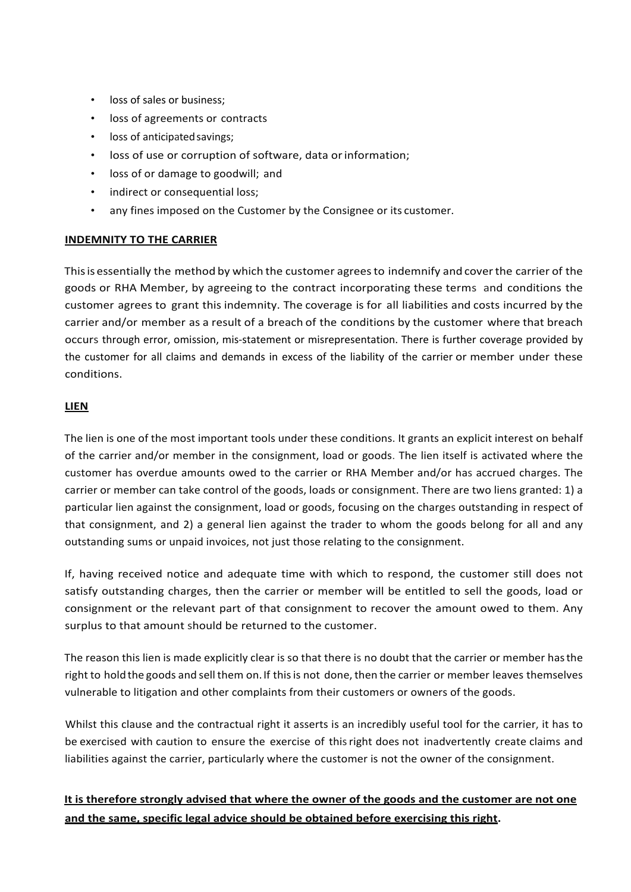- loss of sales or business;
- loss of agreements or contracts
- loss of anticipated savings;
- loss of use or corruption of software, data or information;
- loss of or damage to goodwill; and
- indirect or consequential loss;
- any fines imposed on the Customer by the Consignee or its customer.

**INDEMNITY TO THE CARRIER**

This is essentially the method by which the customer agrees to indemnify and cover the carrier of the goods or RHA Member, by agreeing to the contract incorporating these terms and conditions the customer agrees to grant this indemnity. The coverage is for all liabilities and costs incurred by the carrier and/or member as a result of a breach of the conditions by the customer where that breach occurs through error, omission, mis-statement or misrepresentation. There is further coverage provided by the customer for all claims and demands in excess of the liability of the carrier or member under these conditions.

**LIEN**

The lien is one of the most important tools under these conditions. It grants an explicit interest on behalf of the carrier and/or member in the consignment, load or goods. The lien itself is activated where the customer has overdue amounts owed to the carrier or RHA Member and/or has accrued charges. The carrier or member can take control of the goods, loads or consignment. There are two liens granted: 1) a particular lien against the consignment, load or goods, focusing on the charges outstanding in respect of that consignment, and 2) a general lien against the trader to whom the goods belong for all and any outstanding sums or unpaid invoices, not just those relating to the consignment.

If, having received notice and adequate time with which to respond, the customer still does not satisfy outstanding charges, then the carrier or member will be entitled to sell the goods, load or consignment or the relevant part of that consignment to recover the amount owed to them. Any surplus to that amount should be returned to the customer.

The reason this lien is made explicitly clear is so that there is no doubt that the carrier or member has the right to hold the goods and sell them on. If this is not done, then the carrier or member leaves themselves vulnerable to litigation and other complaints from their customers or owners of the goods.

Whilst this clause and the contractual right it asserts is an incredibly useful tool for the carrier, it has to be exercised with caution to ensure the exercise of this right does not inadvertently create claims and liabilities against the carrier, particularly where the customer is not the owner of the consignment.

**It is therefore strongly advised that where the owner of the goods and the customer are not one and the same, specific legal advice should be obtained before exercising this right.**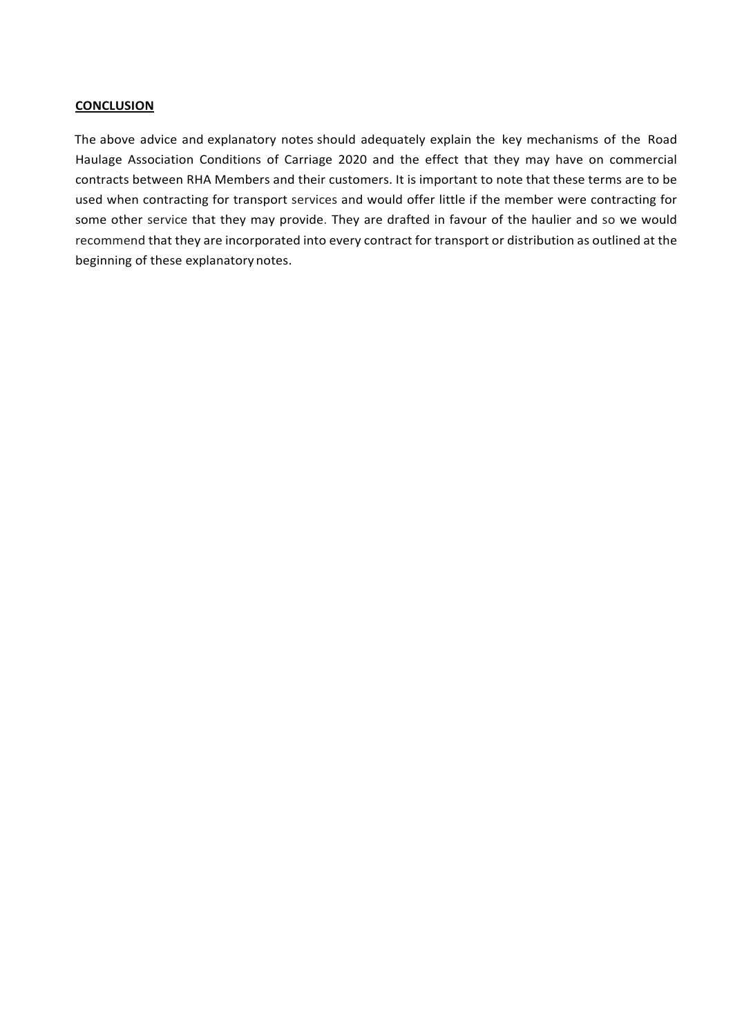## CONCLUSION

The above advice and explanatory notes should adequately explain the key mechanisms of the Road Haulage Association Conditions of Carriage 2020 and the effect that they may have on commercial contracts between RHA Members and their customers. It is important to note that these terms are to be used when contracting for transport services and would offer little if the member were contracting for some other service that they may provide. They are drafted in favour of the haulier and so we would recommend that they are incorporated into every contract for transport or distribution as outlined at the beginning of these explanatory notes.